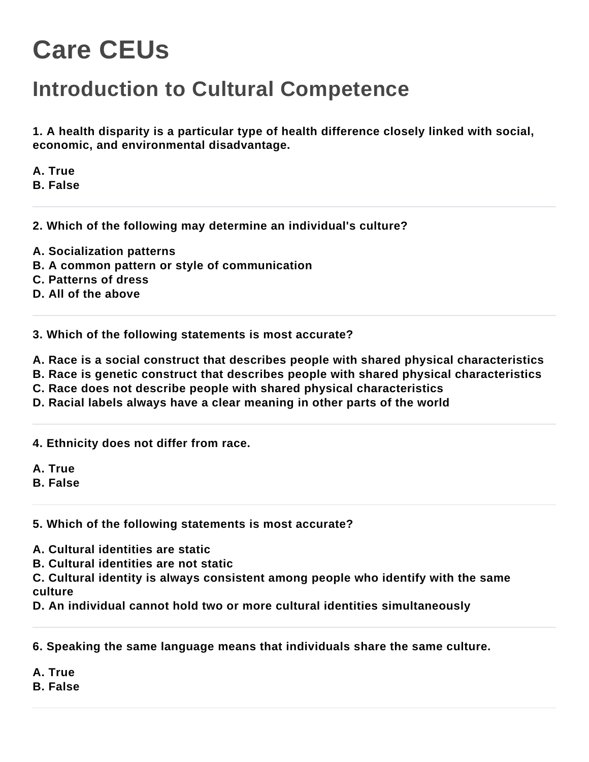# Care CEUs

## Introduction to Cultural Competence

**1. A health disparity is a particular type of health difference closely linked with social, economic, and environmental disadvantage.**

**A. True**
**B. False**

---

**2. Which of the following may determine an individual's culture?**

**A. Socialization patterns**
**B. A common pattern or style of communication**
**C. Patterns of dress**
**D. All of the above**

---

**3. Which of the following statements is most accurate?**

**A. Race is a social construct that describes people with shared physical characteristics**
**B. Race is genetic construct that describes people with shared physical characteristics**
**C. Race does not describe people with shared physical characteristics**
**D. Racial labels always have a clear meaning in other parts of the world**

---

**4. Ethnicity does not differ from race.**

**A. True**
**B. False**

---

**5. Which of the following statements is most accurate?**

**A. Cultural identities are static**
**B. Cultural identities are not static**
**C. Cultural identity is always consistent among people who identify with the same culture**
**D. An individual cannot hold two or more cultural identities simultaneously**

---

**6. Speaking the same language means that individuals share the same culture.**

**A. True**
**B. False**

---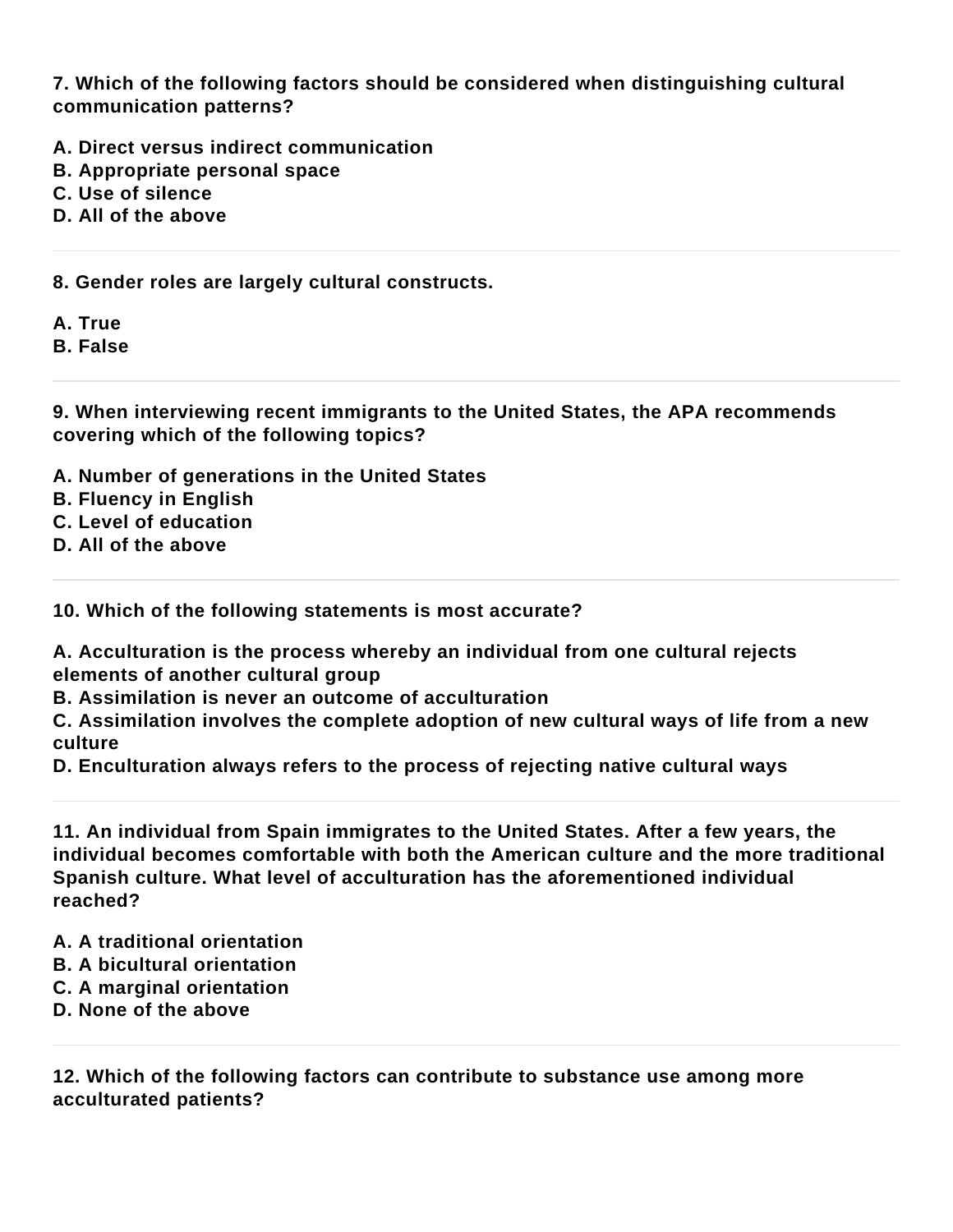**7. Which of the following factors should be considered when distinguishing cultural communication patterns?**

**A. Direct versus indirect communication**
**B. Appropriate personal space**
**C. Use of silence**
**D. All of the above**

---

**8. Gender roles are largely cultural constructs.**

**A. True**
**B. False**

---

**9. When interviewing recent immigrants to the United States, the APA recommends covering which of the following topics?**

**A. Number of generations in the United States**
**B. Fluency in English**
**C. Level of education**
**D. All of the above**

---

**10. Which of the following statements is most accurate?**

**A. Acculturation is the process whereby an individual from one cultural rejects elements of another cultural group**
**B. Assimilation is never an outcome of acculturation**
**C. Assimilation involves the complete adoption of new cultural ways of life from a new culture**
**D. Enculturation always refers to the process of rejecting native cultural ways**

---

**11. An individual from Spain immigrates to the United States. After a few years, the individual becomes comfortable with both the American culture and the more traditional Spanish culture. What level of acculturation has the aforementioned individual reached?**

**A. A traditional orientation**
**B. A bicultural orientation**
**C. A marginal orientation**
**D. None of the above**

---

**12. Which of the following factors can contribute to substance use among more acculturated patients?**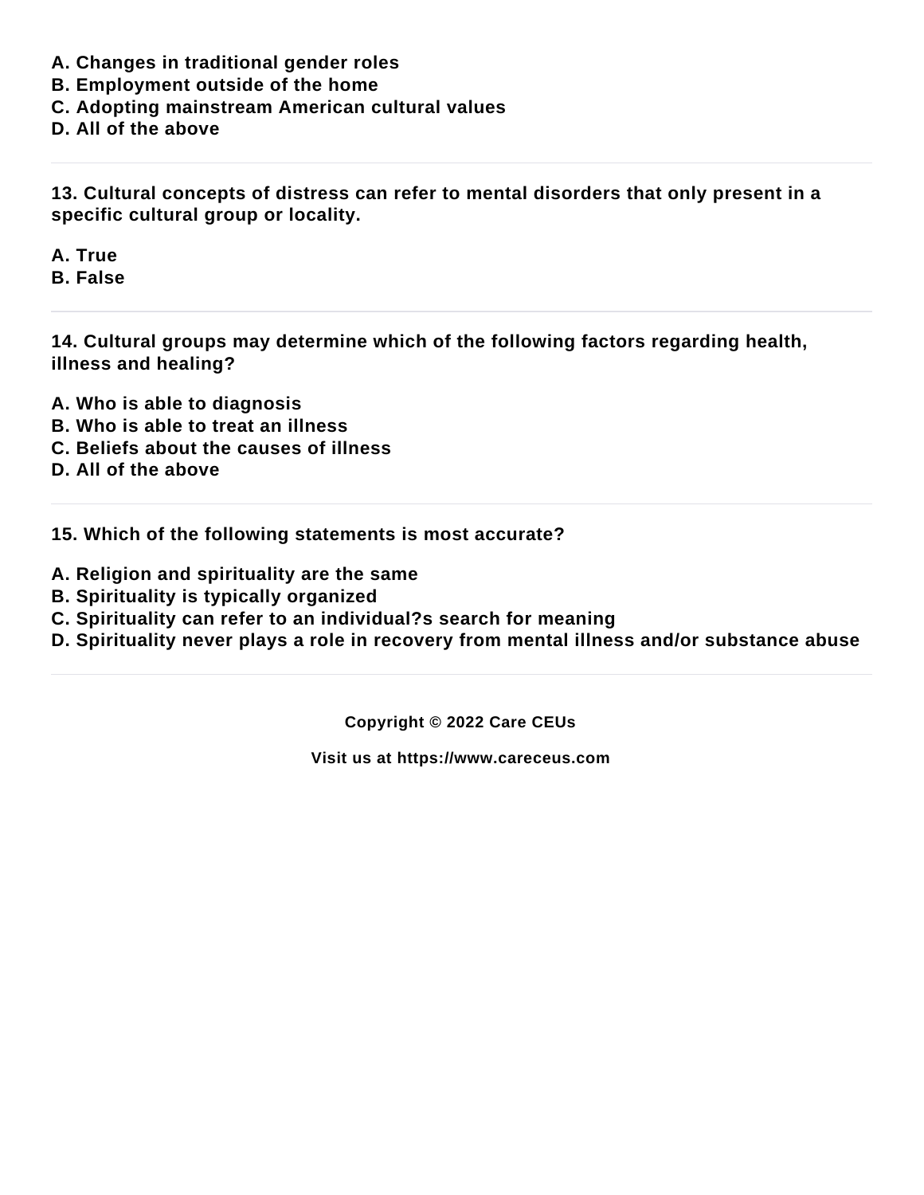**A. Changes in traditional gender roles**
**B. Employment outside of the home**
**C. Adopting mainstream American cultural values**
**D. All of the above**

---

**13. Cultural concepts of distress can refer to mental disorders that only present in a specific cultural group or locality.**

**A. True**
**B. False**

---

**14. Cultural groups may determine which of the following factors regarding health, illness and healing?**

**A. Who is able to diagnosis**
**B. Who is able to treat an illness**
**C. Beliefs about the causes of illness**
**D. All of the above**

---

**15. Which of the following statements is most accurate?**

**A. Religion and spirituality are the same**
**B. Spirituality is typically organized**
**C. Spirituality can refer to an individual?s search for meaning**
**D. Spirituality never plays a role in recovery from mental illness and/or substance abuse**

---

**Copyright © 2022 Care CEUs**

**Visit us at https://www.careceus.com**